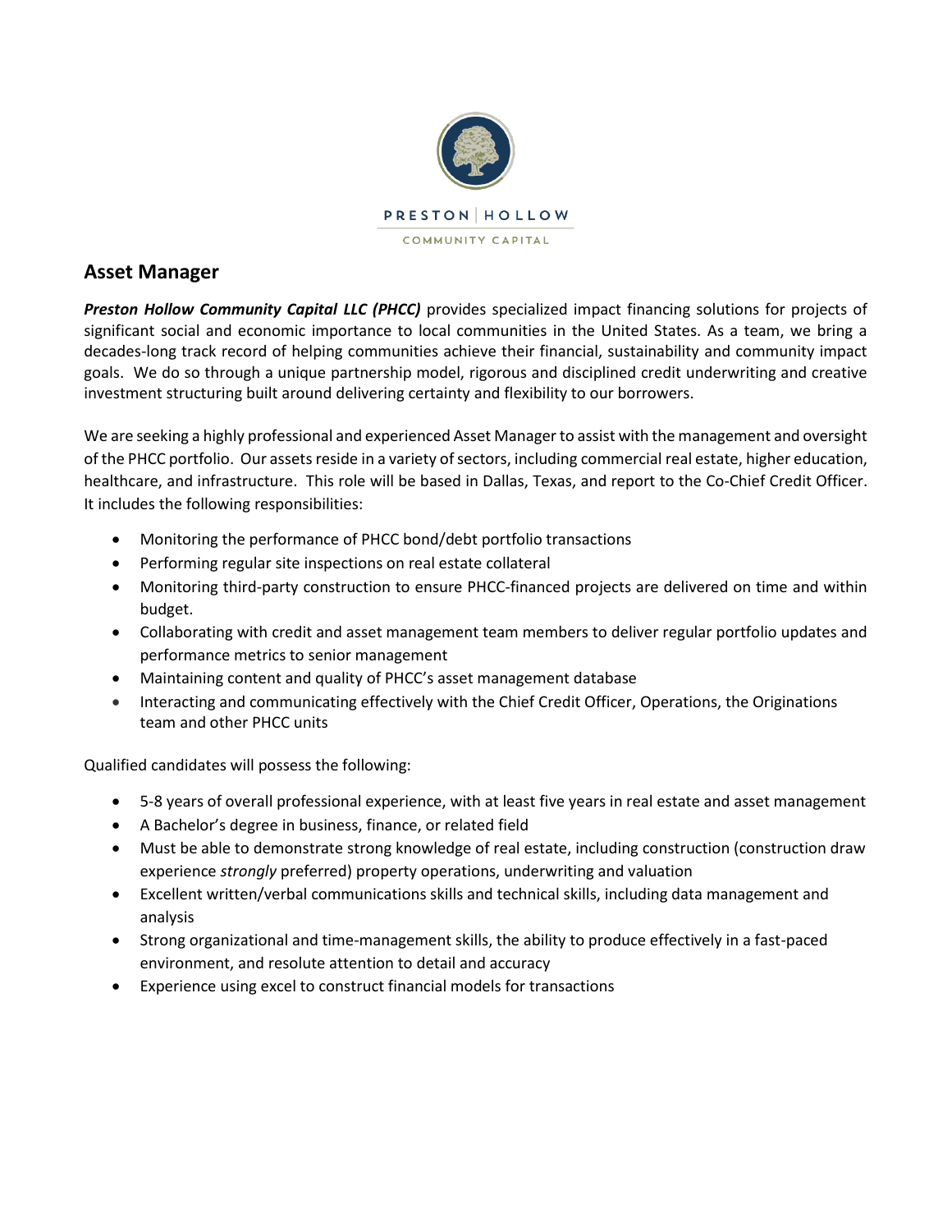PRESTON | HOLLOW

COMMUNITY CAPITAL

## Asset Manager

***Preston Hollow Community Capital LLC (PHCC)*** provides specialized impact financing solutions for projects of significant social and economic importance to local communities in the United States. As a team, we bring a decades-long track record of helping communities achieve their financial, sustainability and community impact goals. We do so through a unique partnership model, rigorous and disciplined credit underwriting and creative investment structuring built around delivering certainty and flexibility to our borrowers.

We are seeking a highly professional and experienced Asset Manager to assist with the management and oversight of the PHCC portfolio. Our assets reside in a variety of sectors, including commercial real estate, higher education, healthcare, and infrastructure. This role will be based in Dallas, Texas, and report to the Co-Chief Credit Officer. It includes the following responsibilities:

- Monitoring the performance of PHCC bond/debt portfolio transactions
- Performing regular site inspections on real estate collateral
- Monitoring third-party construction to ensure PHCC-financed projects are delivered on time and within budget.
- Collaborating with credit and asset management team members to deliver regular portfolio updates and performance metrics to senior management
- Maintaining content and quality of PHCC's asset management database
- Interacting and communicating effectively with the Chief Credit Officer, Operations, the Originations team and other PHCC units

Qualified candidates will possess the following:

- 5-8 years of overall professional experience, with at least five years in real estate and asset management
- A Bachelor's degree in business, finance, or related field
- Must be able to demonstrate strong knowledge of real estate, including construction (construction draw experience *strongly* preferred) property operations, underwriting and valuation
- Excellent written/verbal communications skills and technical skills, including data management and analysis
- Strong organizational and time-management skills, the ability to produce effectively in a fast-paced environment, and resolute attention to detail and accuracy
- Experience using excel to construct financial models for transactions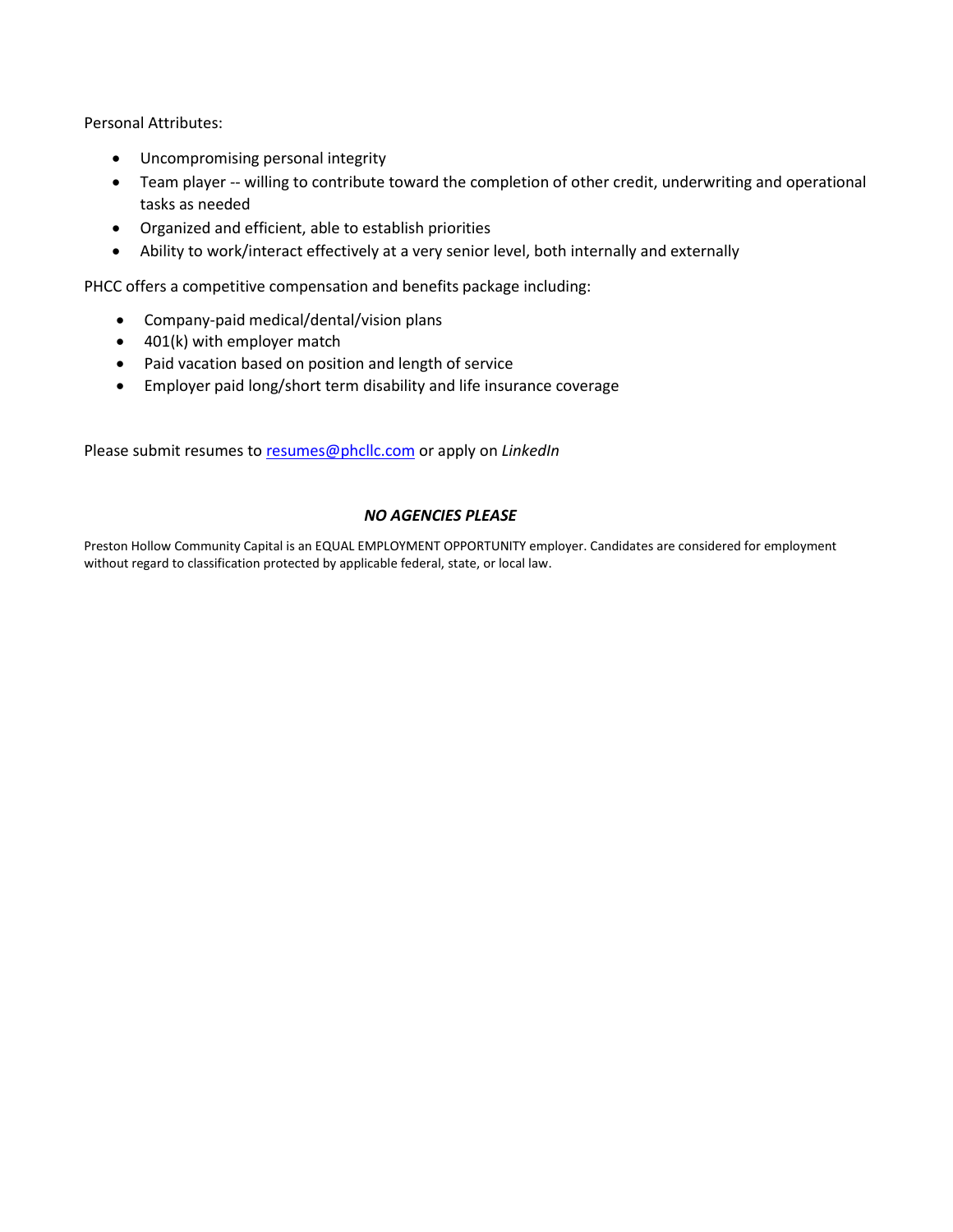Personal Attributes:

- Uncompromising personal integrity
- Team player -- willing to contribute toward the completion of other credit, underwriting and operational tasks as needed
- Organized and efficient, able to establish priorities
- Ability to work/interact effectively at a very senior level, both internally and externally

PHCC offers a competitive compensation and benefits package including:

- Company-paid medical/dental/vision plans
- 401(k) with employer match
- Paid vacation based on position and length of service
- Employer paid long/short term disability and life insurance coverage

Please submit resumes to [resumes@phcllc.com](mailto:resumes@phcllc.com) or apply on *LinkedIn*

***NO AGENCIES PLEASE***

Preston Hollow Community Capital is an EQUAL EMPLOYMENT OPPORTUNITY employer. Candidates are considered for employment without regard to classification protected by applicable federal, state, or local law.